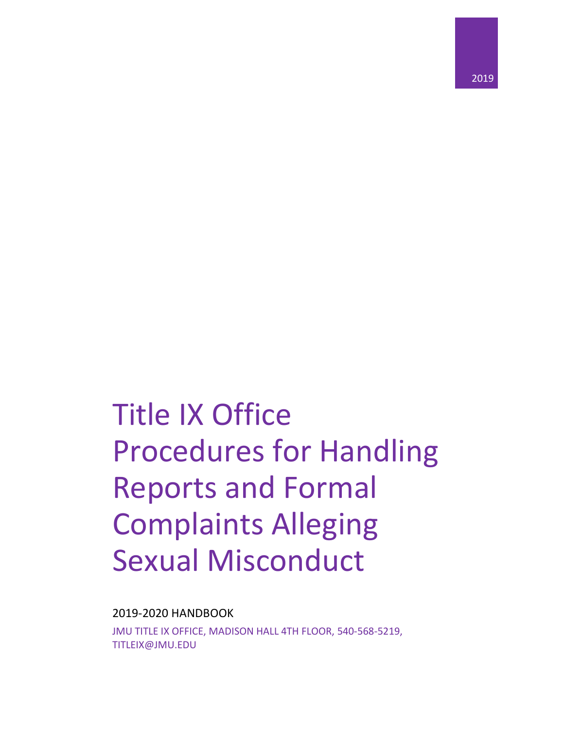2019

# Title IX Office Procedures for Handling Reports and Formal Complaints Alleging Sexual Misconduct

2019-2020 HANDBOOK

JMU TITLE IX OFFICE, MADISON HALL 4TH FLOOR, 540-568-5219, TITLEIX@JMU.EDU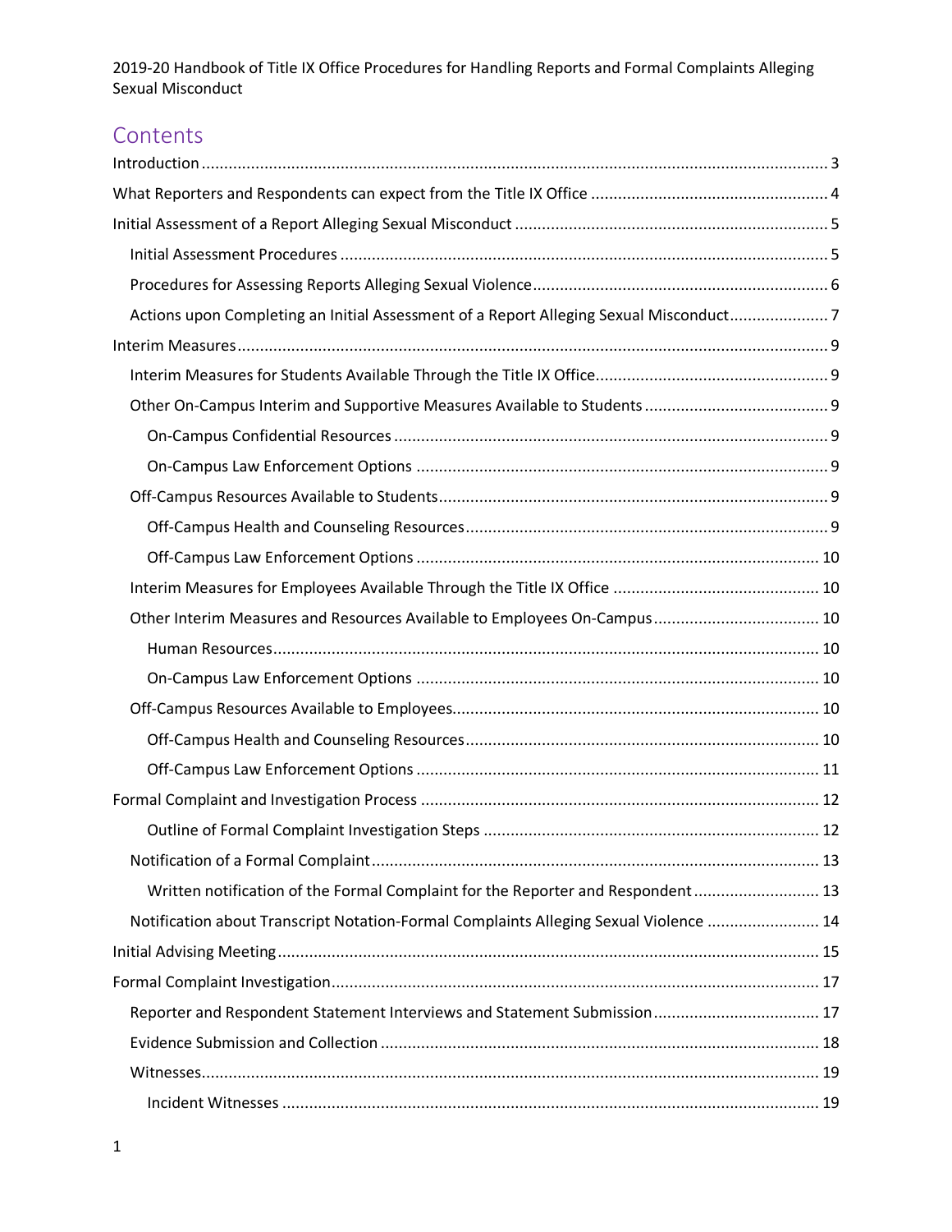2019-20 Handbook of Title IX Office Procedures for Handling Reports and Formal Complaints Alleging Sexual Misconduct

## Contents

Introduction ..... 3

What Reporters and Respondents can expect from the Title IX Office ..... 4

Initial Assessment of a Report Alleging Sexual Misconduct ..... 5

- Initial Assessment Procedures ..... 5
- Procedures for Assessing Reports Alleging Sexual Violence ..... 6
- Actions upon Completing an Initial Assessment of a Report Alleging Sexual Misconduct ..... 7

Interim Measures ..... 9

- Interim Measures for Students Available Through the Title IX Office ..... 9
- Other On-Campus Interim and Supportive Measures Available to Students ..... 9
  - On-Campus Confidential Resources ..... 9
  - On-Campus Law Enforcement Options ..... 9
- Off-Campus Resources Available to Students ..... 9
  - Off-Campus Health and Counseling Resources ..... 9
  - Off-Campus Law Enforcement Options ..... 10
- Interim Measures for Employees Available Through the Title IX Office ..... 10
- Other Interim Measures and Resources Available to Employees On-Campus ..... 10
  - Human Resources ..... 10
  - On-Campus Law Enforcement Options ..... 10
- Off-Campus Resources Available to Employees ..... 10
  - Off-Campus Health and Counseling Resources ..... 10
  - Off-Campus Law Enforcement Options ..... 11

Formal Complaint and Investigation Process ..... 12

- Outline of Formal Complaint Investigation Steps ..... 12
- Notification of a Formal Complaint ..... 13
  - Written notification of the Formal Complaint for the Reporter and Respondent ..... 13
- Notification about Transcript Notation-Formal Complaints Alleging Sexual Violence ..... 14

Initial Advising Meeting ..... 15

Formal Complaint Investigation ..... 17

- Reporter and Respondent Statement Interviews and Statement Submission ..... 17
- Evidence Submission and Collection ..... 18
- Witnesses ..... 19
  - Incident Witnesses ..... 19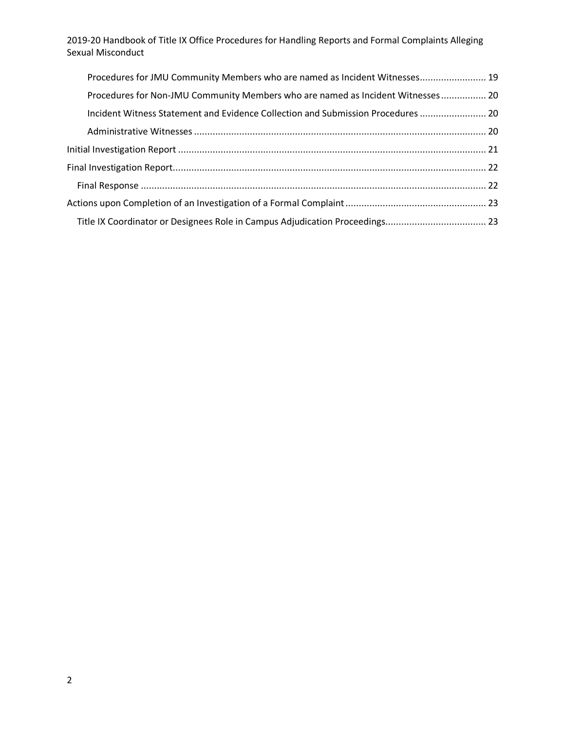- Procedures for JMU Community Members who are named as Incident Witnesses ........................ 19
- Procedures for Non-JMU Community Members who are named as Incident Witnesses ................ 20
- Incident Witness Statement and Evidence Collection and Submission Procedures ........................ 20
- Administrative Witnesses ............................................................................................................ 20

Initial Investigation Report ................................................................................................................. 21

Final Investigation Report.................................................................................................................... 22

- Final Response ................................................................................................................................ 22

Actions upon Completion of an Investigation of a Formal Complaint .................................................... 23

- Title IX Coordinator or Designees Role in Campus Adjudication Proceedings..................................... 23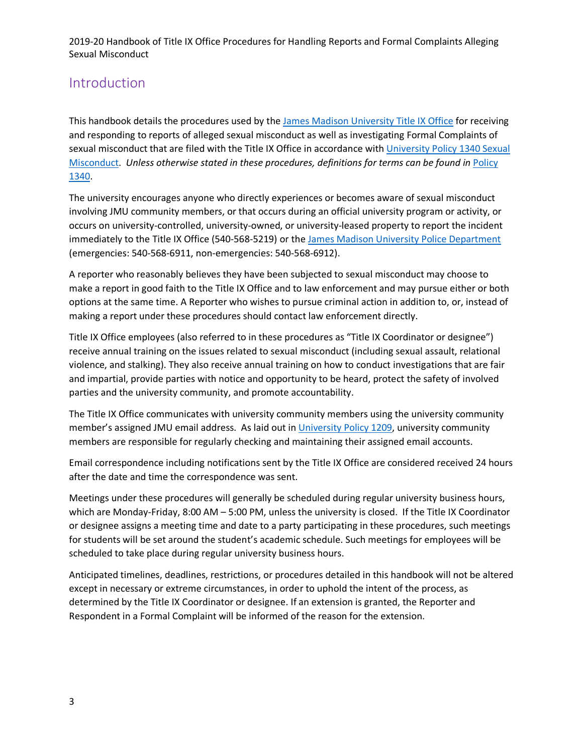## Introduction

This handbook details the procedures used by the [James Madison University Title IX Office]() for receiving and responding to reports of alleged sexual misconduct as well as investigating Formal Complaints of sexual misconduct that are filed with the Title IX Office in accordance with [University Policy 1340 Sexual Misconduct](). *Unless otherwise stated in these procedures, definitions for terms can be found in* [Policy 1340]().

The university encourages anyone who directly experiences or becomes aware of sexual misconduct involving JMU community members, or that occurs during an official university program or activity, or occurs on university-controlled, university-owned, or university-leased property to report the incident immediately to the Title IX Office (540-568-5219) or the [James Madison University Police Department]() (emergencies: 540-568-6911, non-emergencies: 540-568-6912).

A reporter who reasonably believes they have been subjected to sexual misconduct may choose to make a report in good faith to the Title IX Office and to law enforcement and may pursue either or both options at the same time. A Reporter who wishes to pursue criminal action in addition to, or, instead of making a report under these procedures should contact law enforcement directly.

Title IX Office employees (also referred to in these procedures as "Title IX Coordinator or designee") receive annual training on the issues related to sexual misconduct (including sexual assault, relational violence, and stalking). They also receive annual training on how to conduct investigations that are fair and impartial, provide parties with notice and opportunity to be heard, protect the safety of involved parties and the university community, and promote accountability.

The Title IX Office communicates with university community members using the university community member's assigned JMU email address. As laid out in [University Policy 1209](), university community members are responsible for regularly checking and maintaining their assigned email accounts.

Email correspondence including notifications sent by the Title IX Office are considered received 24 hours after the date and time the correspondence was sent.

Meetings under these procedures will generally be scheduled during regular university business hours, which are Monday-Friday, 8:00 AM – 5:00 PM, unless the university is closed. If the Title IX Coordinator or designee assigns a meeting time and date to a party participating in these procedures, such meetings for students will be set around the student's academic schedule. Such meetings for employees will be scheduled to take place during regular university business hours.

Anticipated timelines, deadlines, restrictions, or procedures detailed in this handbook will not be altered except in necessary or extreme circumstances, in order to uphold the intent of the process, as determined by the Title IX Coordinator or designee. If an extension is granted, the Reporter and Respondent in a Formal Complaint will be informed of the reason for the extension.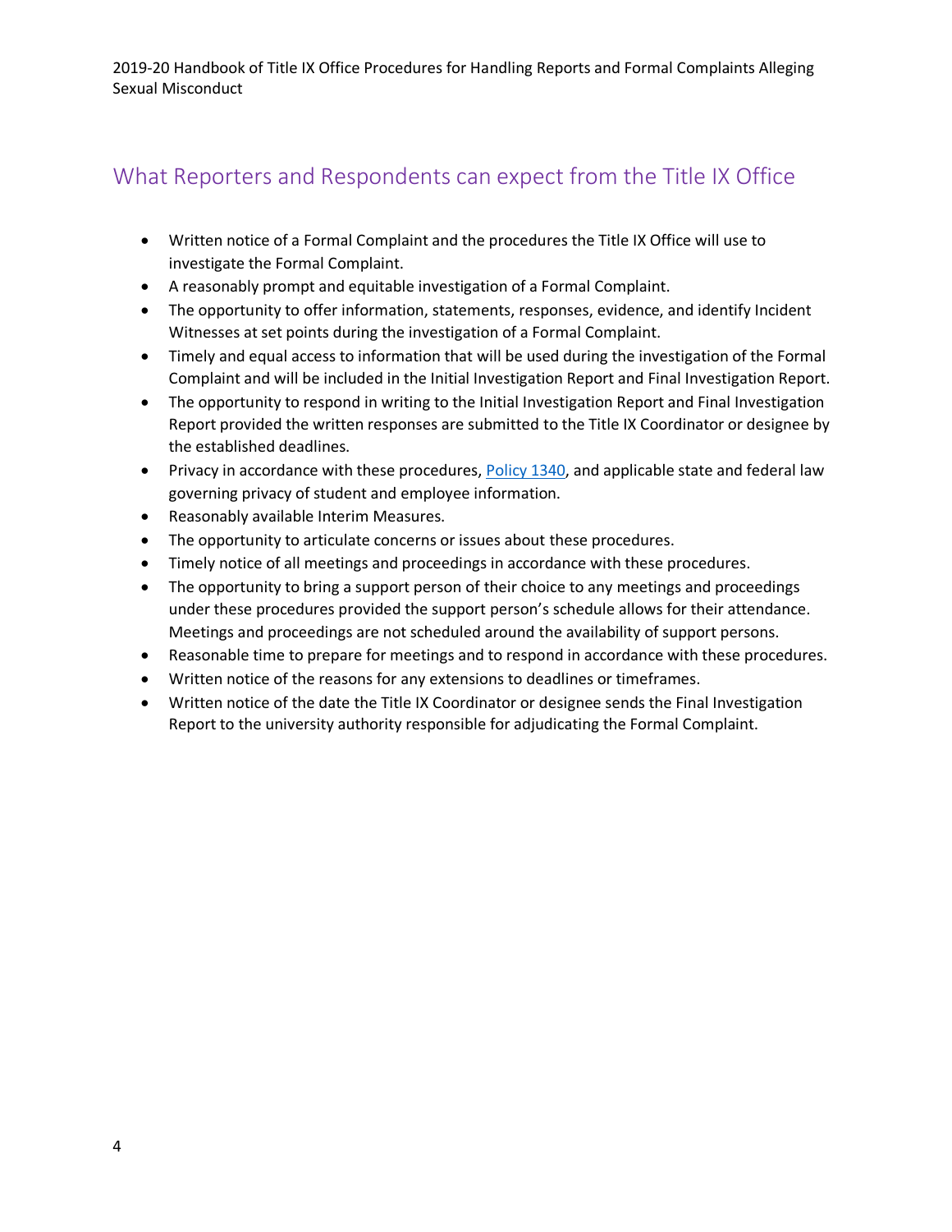## What Reporters and Respondents can expect from the Title IX Office

- Written notice of a Formal Complaint and the procedures the Title IX Office will use to investigate the Formal Complaint.
- A reasonably prompt and equitable investigation of a Formal Complaint.
- The opportunity to offer information, statements, responses, evidence, and identify Incident Witnesses at set points during the investigation of a Formal Complaint.
- Timely and equal access to information that will be used during the investigation of the Formal Complaint and will be included in the Initial Investigation Report and Final Investigation Report.
- The opportunity to respond in writing to the Initial Investigation Report and Final Investigation Report provided the written responses are submitted to the Title IX Coordinator or designee by the established deadlines.
- Privacy in accordance with these procedures, [Policy 1340](), and applicable state and federal law governing privacy of student and employee information.
- Reasonably available Interim Measures.
- The opportunity to articulate concerns or issues about these procedures.
- Timely notice of all meetings and proceedings in accordance with these procedures.
- The opportunity to bring a support person of their choice to any meetings and proceedings under these procedures provided the support person's schedule allows for their attendance. Meetings and proceedings are not scheduled around the availability of support persons.
- Reasonable time to prepare for meetings and to respond in accordance with these procedures.
- Written notice of the reasons for any extensions to deadlines or timeframes.
- Written notice of the date the Title IX Coordinator or designee sends the Final Investigation Report to the university authority responsible for adjudicating the Formal Complaint.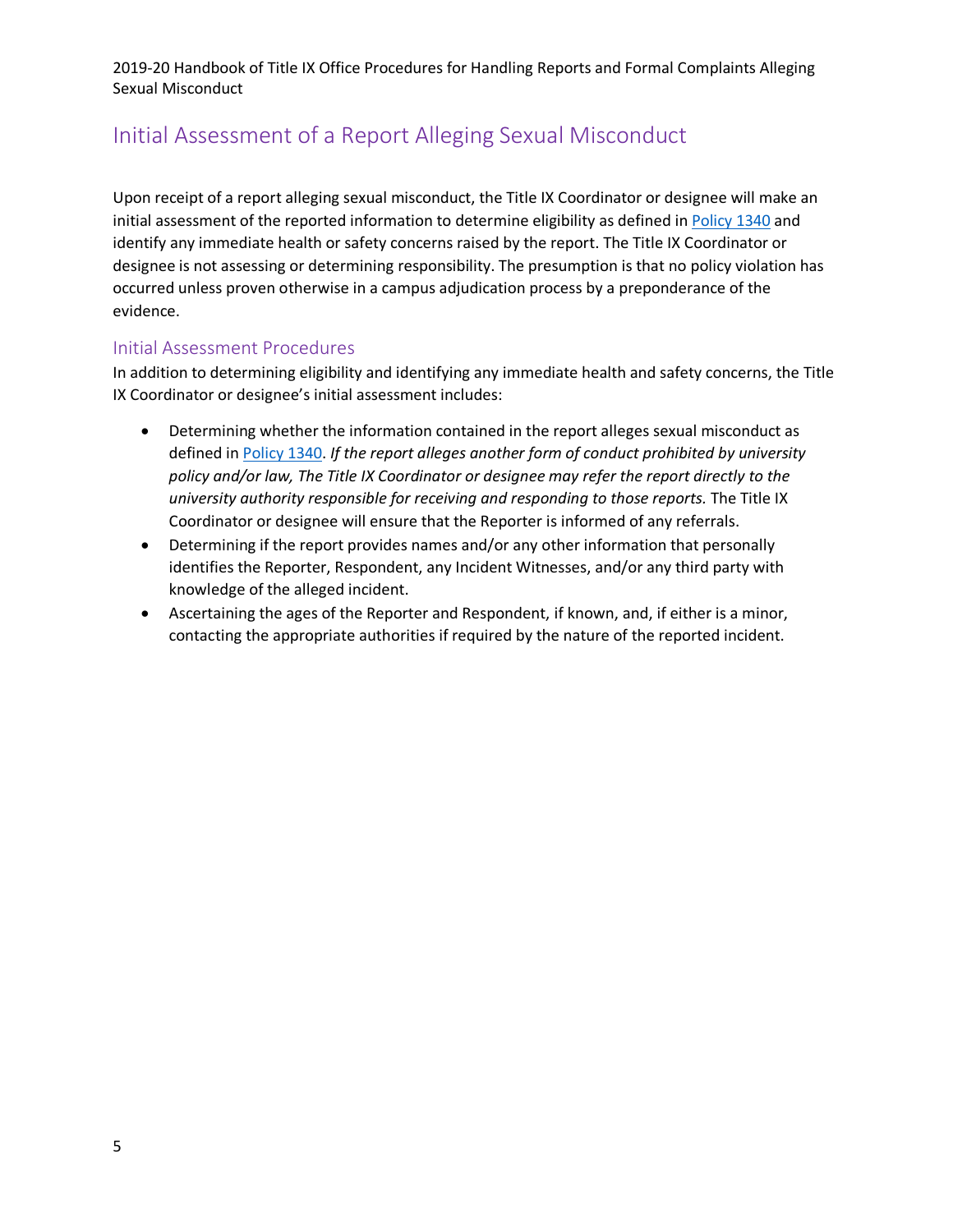## Initial Assessment of a Report Alleging Sexual Misconduct

Upon receipt of a report alleging sexual misconduct, the Title IX Coordinator or designee will make an initial assessment of the reported information to determine eligibility as defined in Policy 1340 and identify any immediate health or safety concerns raised by the report. The Title IX Coordinator or designee is not assessing or determining responsibility. The presumption is that no policy violation has occurred unless proven otherwise in a campus adjudication process by a preponderance of the evidence.

### Initial Assessment Procedures

In addition to determining eligibility and identifying any immediate health and safety concerns, the Title IX Coordinator or designee's initial assessment includes:

- Determining whether the information contained in the report alleges sexual misconduct as defined in Policy 1340. *If the report alleges another form of conduct prohibited by university policy and/or law, The Title IX Coordinator or designee may refer the report directly to the university authority responsible for receiving and responding to those reports.* The Title IX Coordinator or designee will ensure that the Reporter is informed of any referrals.
- Determining if the report provides names and/or any other information that personally identifies the Reporter, Respondent, any Incident Witnesses, and/or any third party with knowledge of the alleged incident.
- Ascertaining the ages of the Reporter and Respondent, if known, and, if either is a minor, contacting the appropriate authorities if required by the nature of the reported incident.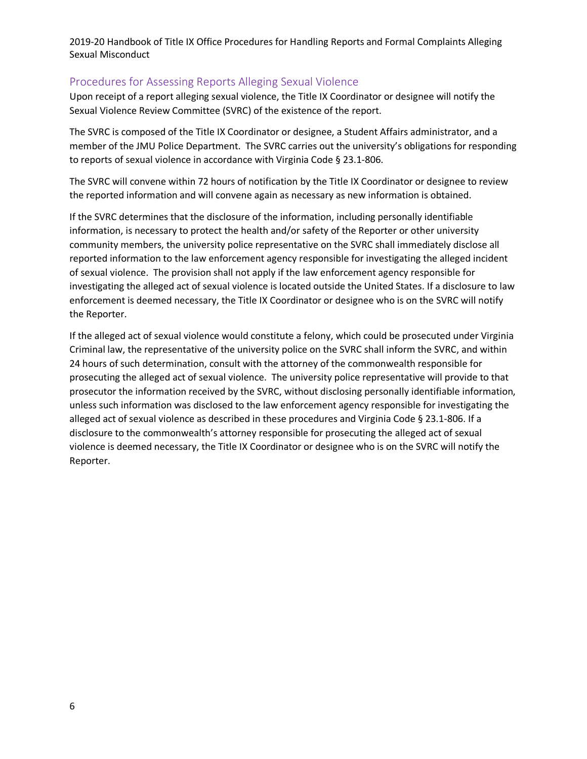## Procedures for Assessing Reports Alleging Sexual Violence

Upon receipt of a report alleging sexual violence, the Title IX Coordinator or designee will notify the Sexual Violence Review Committee (SVRC) of the existence of the report.

The SVRC is composed of the Title IX Coordinator or designee, a Student Affairs administrator, and a member of the JMU Police Department. The SVRC carries out the university's obligations for responding to reports of sexual violence in accordance with Virginia Code § 23.1-806.

The SVRC will convene within 72 hours of notification by the Title IX Coordinator or designee to review the reported information and will convene again as necessary as new information is obtained.

If the SVRC determines that the disclosure of the information, including personally identifiable information, is necessary to protect the health and/or safety of the Reporter or other university community members, the university police representative on the SVRC shall immediately disclose all reported information to the law enforcement agency responsible for investigating the alleged incident of sexual violence. The provision shall not apply if the law enforcement agency responsible for investigating the alleged act of sexual violence is located outside the United States. If a disclosure to law enforcement is deemed necessary, the Title IX Coordinator or designee who is on the SVRC will notify the Reporter.

If the alleged act of sexual violence would constitute a felony, which could be prosecuted under Virginia Criminal law, the representative of the university police on the SVRC shall inform the SVRC, and within 24 hours of such determination, consult with the attorney of the commonwealth responsible for prosecuting the alleged act of sexual violence. The university police representative will provide to that prosecutor the information received by the SVRC, without disclosing personally identifiable information, unless such information was disclosed to the law enforcement agency responsible for investigating the alleged act of sexual violence as described in these procedures and Virginia Code § 23.1-806. If a disclosure to the commonwealth's attorney responsible for prosecuting the alleged act of sexual violence is deemed necessary, the Title IX Coordinator or designee who is on the SVRC will notify the Reporter.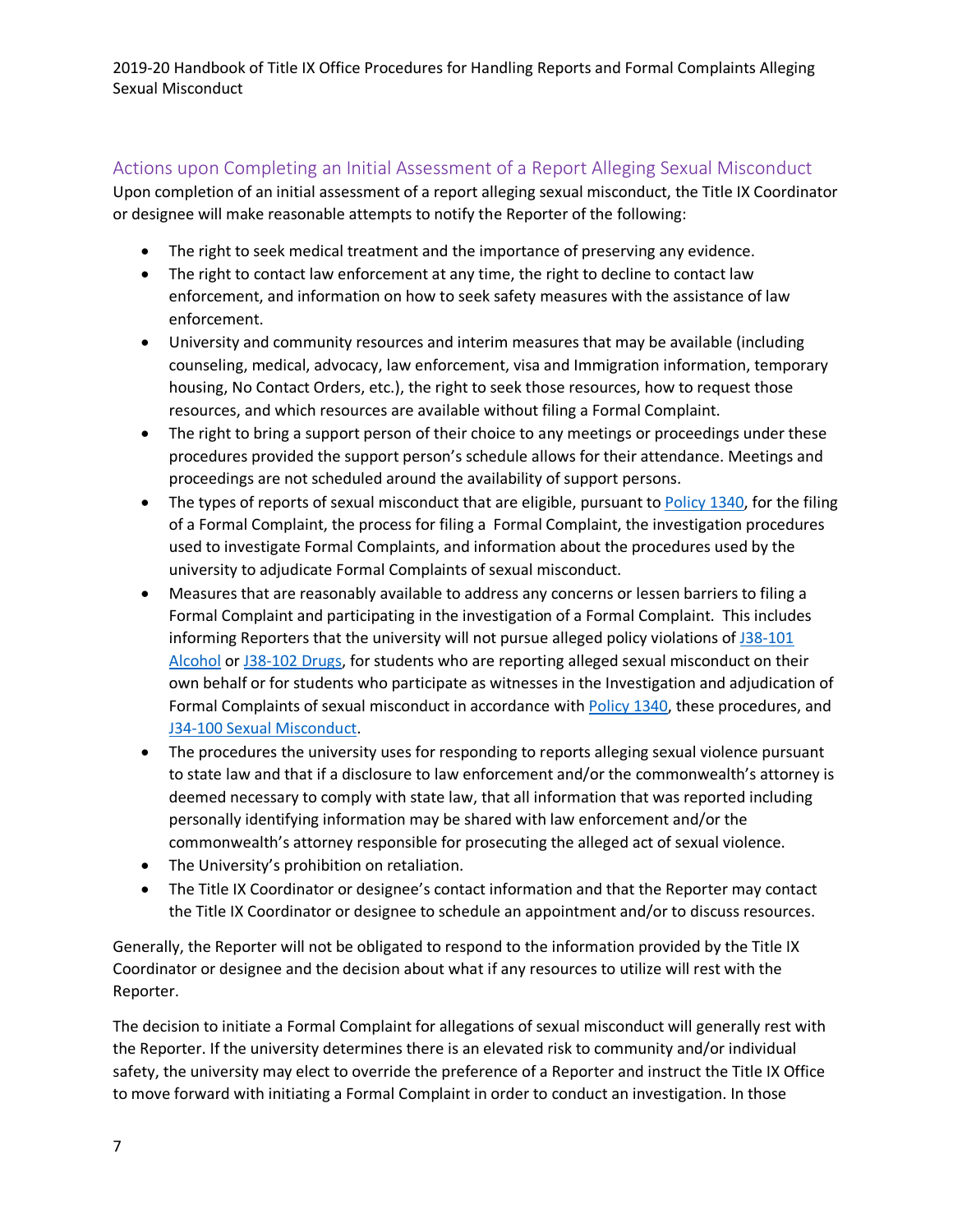## Actions upon Completing an Initial Assessment of a Report Alleging Sexual Misconduct

Upon completion of an initial assessment of a report alleging sexual misconduct, the Title IX Coordinator or designee will make reasonable attempts to notify the Reporter of the following:

- The right to seek medical treatment and the importance of preserving any evidence.
- The right to contact law enforcement at any time, the right to decline to contact law enforcement, and information on how to seek safety measures with the assistance of law enforcement.
- University and community resources and interim measures that may be available (including counseling, medical, advocacy, law enforcement, visa and Immigration information, temporary housing, No Contact Orders, etc.), the right to seek those resources, how to request those resources, and which resources are available without filing a Formal Complaint.
- The right to bring a support person of their choice to any meetings or proceedings under these procedures provided the support person's schedule allows for their attendance. Meetings and proceedings are not scheduled around the availability of support persons.
- The types of reports of sexual misconduct that are eligible, pursuant to Policy 1340, for the filing of a Formal Complaint, the process for filing a Formal Complaint, the investigation procedures used to investigate Formal Complaints, and information about the procedures used by the university to adjudicate Formal Complaints of sexual misconduct.
- Measures that are reasonably available to address any concerns or lessen barriers to filing a Formal Complaint and participating in the investigation of a Formal Complaint. This includes informing Reporters that the university will not pursue alleged policy violations of J38-101 Alcohol or J38-102 Drugs, for students who are reporting alleged sexual misconduct on their own behalf or for students who participate as witnesses in the Investigation and adjudication of Formal Complaints of sexual misconduct in accordance with Policy 1340, these procedures, and J34-100 Sexual Misconduct.
- The procedures the university uses for responding to reports alleging sexual violence pursuant to state law and that if a disclosure to law enforcement and/or the commonwealth's attorney is deemed necessary to comply with state law, that all information that was reported including personally identifying information may be shared with law enforcement and/or the commonwealth's attorney responsible for prosecuting the alleged act of sexual violence.
- The University's prohibition on retaliation.
- The Title IX Coordinator or designee's contact information and that the Reporter may contact the Title IX Coordinator or designee to schedule an appointment and/or to discuss resources.

Generally, the Reporter will not be obligated to respond to the information provided by the Title IX Coordinator or designee and the decision about what if any resources to utilize will rest with the Reporter.

The decision to initiate a Formal Complaint for allegations of sexual misconduct will generally rest with the Reporter. If the university determines there is an elevated risk to community and/or individual safety, the university may elect to override the preference of a Reporter and instruct the Title IX Office to move forward with initiating a Formal Complaint in order to conduct an investigation. In those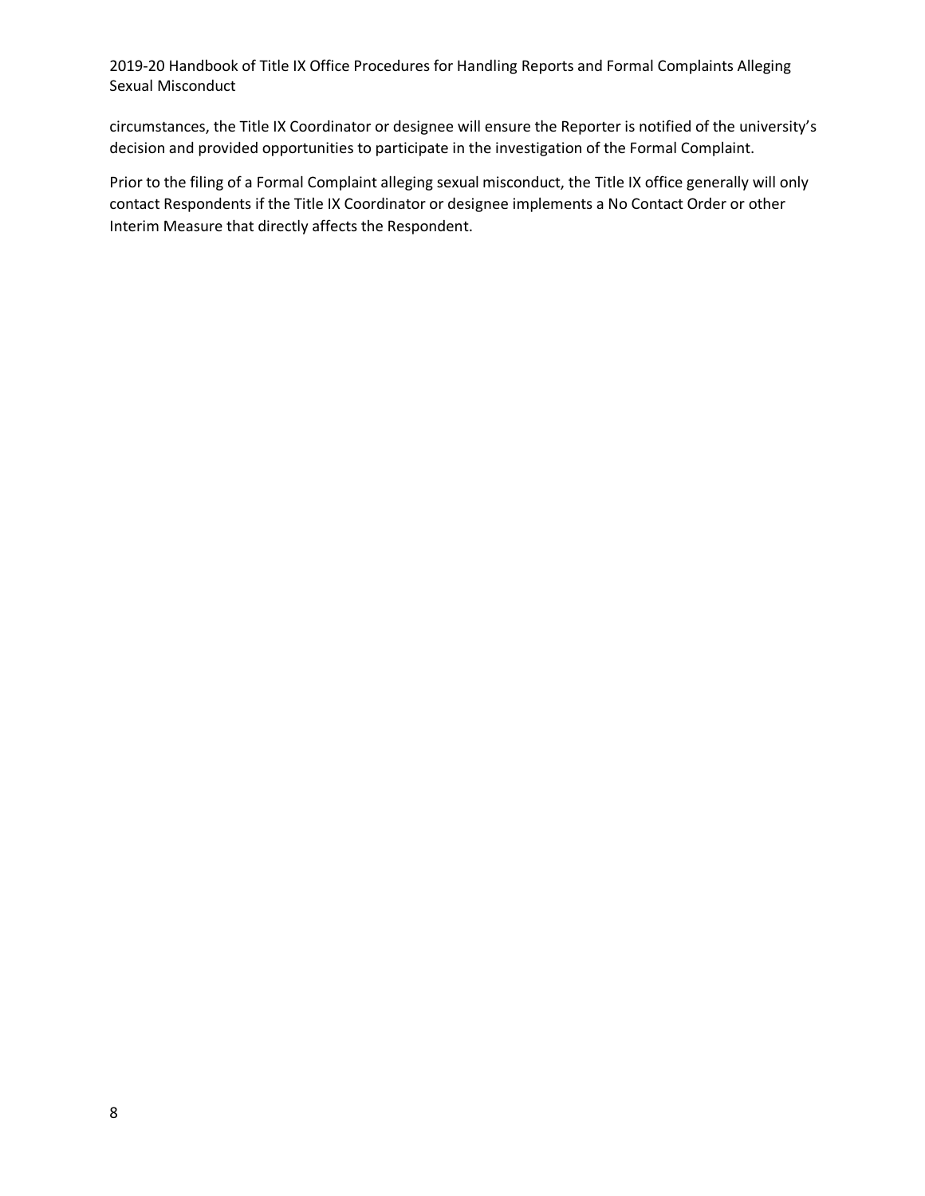circumstances, the Title IX Coordinator or designee will ensure the Reporter is notified of the university's decision and provided opportunities to participate in the investigation of the Formal Complaint.

Prior to the filing of a Formal Complaint alleging sexual misconduct, the Title IX office generally will only contact Respondents if the Title IX Coordinator or designee implements a No Contact Order or other Interim Measure that directly affects the Respondent.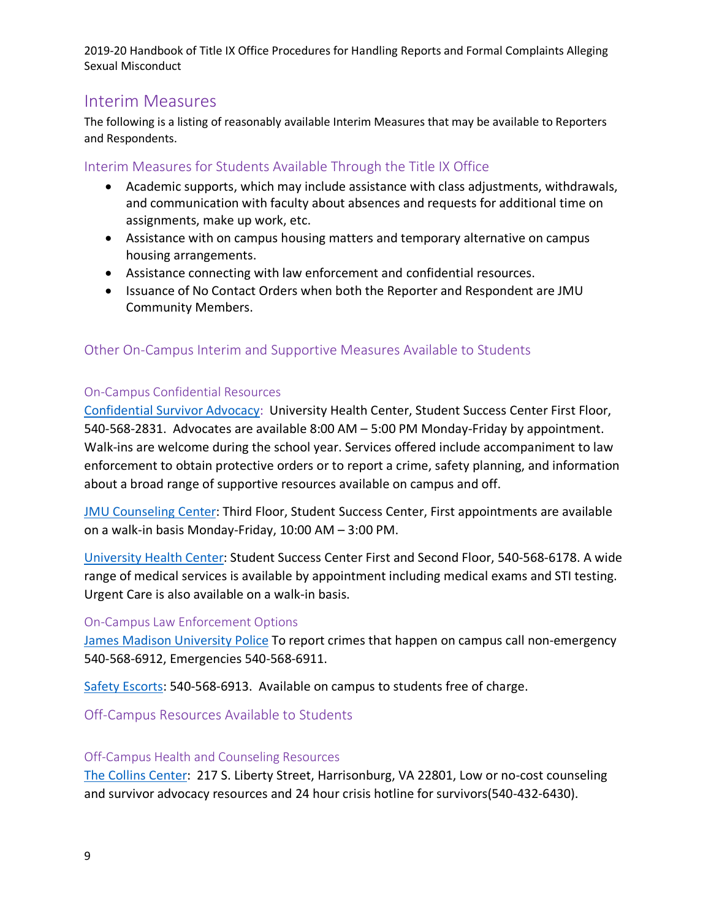## Interim Measures

The following is a listing of reasonably available Interim Measures that may be available to Reporters and Respondents.

### Interim Measures for Students Available Through the Title IX Office

- Academic supports, which may include assistance with class adjustments, withdrawals, and communication with faculty about absences and requests for additional time on assignments, make up work, etc.
- Assistance with on campus housing matters and temporary alternative on campus housing arrangements.
- Assistance connecting with law enforcement and confidential resources.
- Issuance of No Contact Orders when both the Reporter and Respondent are JMU Community Members.

### Other On-Campus Interim and Supportive Measures Available to Students

#### On-Campus Confidential Resources

Confidential Survivor Advocacy: University Health Center, Student Success Center First Floor, 540-568-2831. Advocates are available 8:00 AM – 5:00 PM Monday-Friday by appointment. Walk-ins are welcome during the school year. Services offered include accompaniment to law enforcement to obtain protective orders or to report a crime, safety planning, and information about a broad range of supportive resources available on campus and off.

JMU Counseling Center: Third Floor, Student Success Center, First appointments are available on a walk-in basis Monday-Friday, 10:00 AM – 3:00 PM.

University Health Center: Student Success Center First and Second Floor, 540-568-6178. A wide range of medical services is available by appointment including medical exams and STI testing. Urgent Care is also available on a walk-in basis.

#### On-Campus Law Enforcement Options

James Madison University Police To report crimes that happen on campus call non-emergency 540-568-6912, Emergencies 540-568-6911.

Safety Escorts: 540-568-6913. Available on campus to students free of charge.

### Off-Campus Resources Available to Students

#### Off-Campus Health and Counseling Resources

The Collins Center: 217 S. Liberty Street, Harrisonburg, VA 22801, Low or no-cost counseling and survivor advocacy resources and 24 hour crisis hotline for survivors(540-432-6430).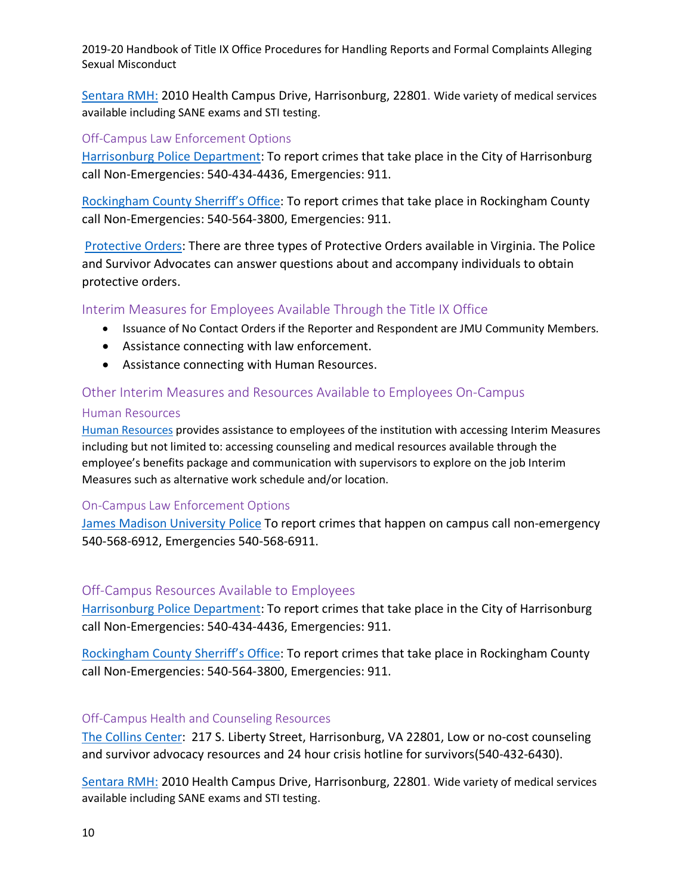Sentara RMH: 2010 Health Campus Drive, Harrisonburg, 22801. Wide variety of medical services available including SANE exams and STI testing.

### Off-Campus Law Enforcement Options

Harrisonburg Police Department: To report crimes that take place in the City of Harrisonburg call Non-Emergencies: 540-434-4436, Emergencies: 911.

Rockingham County Sherriff's Office: To report crimes that take place in Rockingham County call Non-Emergencies: 540-564-3800, Emergencies: 911.

Protective Orders: There are three types of Protective Orders available in Virginia. The Police and Survivor Advocates can answer questions about and accompany individuals to obtain protective orders.

## Interim Measures for Employees Available Through the Title IX Office

- Issuance of No Contact Orders if the Reporter and Respondent are JMU Community Members.
- Assistance connecting with law enforcement.
- Assistance connecting with Human Resources.

## Other Interim Measures and Resources Available to Employees On-Campus

### Human Resources

Human Resources provides assistance to employees of the institution with accessing Interim Measures including but not limited to: accessing counseling and medical resources available through the employee's benefits package and communication with supervisors to explore on the job Interim Measures such as alternative work schedule and/or location.

### On-Campus Law Enforcement Options

James Madison University Police To report crimes that happen on campus call non-emergency 540-568-6912, Emergencies 540-568-6911.

## Off-Campus Resources Available to Employees

Harrisonburg Police Department: To report crimes that take place in the City of Harrisonburg call Non-Emergencies: 540-434-4436, Emergencies: 911.

Rockingham County Sherriff's Office: To report crimes that take place in Rockingham County call Non-Emergencies: 540-564-3800, Emergencies: 911.

### Off-Campus Health and Counseling Resources

The Collins Center: 217 S. Liberty Street, Harrisonburg, VA 22801, Low or no-cost counseling and survivor advocacy resources and 24 hour crisis hotline for survivors(540-432-6430).

Sentara RMH: 2010 Health Campus Drive, Harrisonburg, 22801. Wide variety of medical services available including SANE exams and STI testing.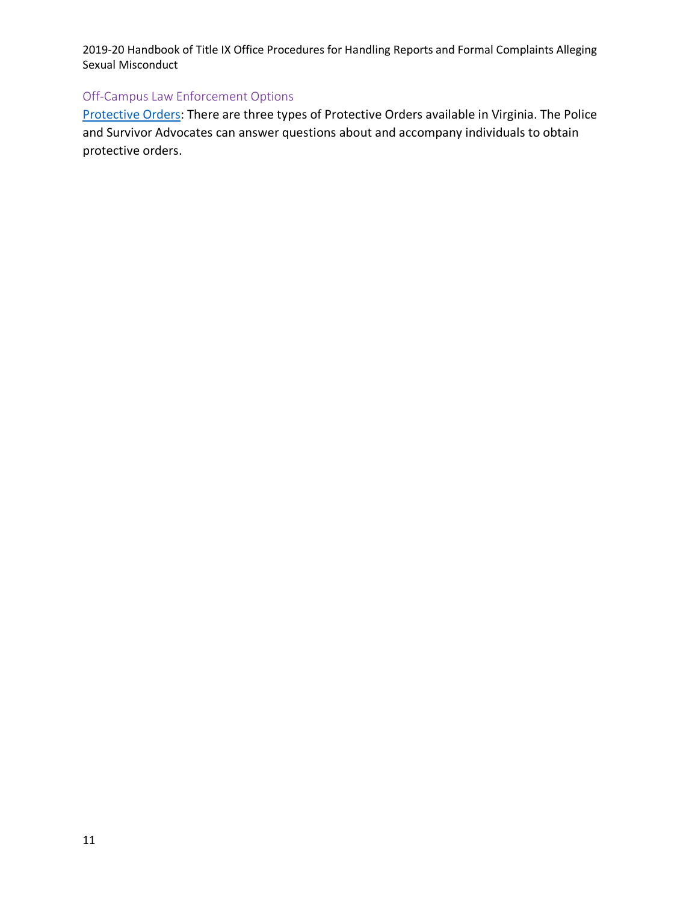### Off-Campus Law Enforcement Options

[Protective Orders]: There are three types of Protective Orders available in Virginia. The Police and Survivor Advocates can answer questions about and accompany individuals to obtain protective orders.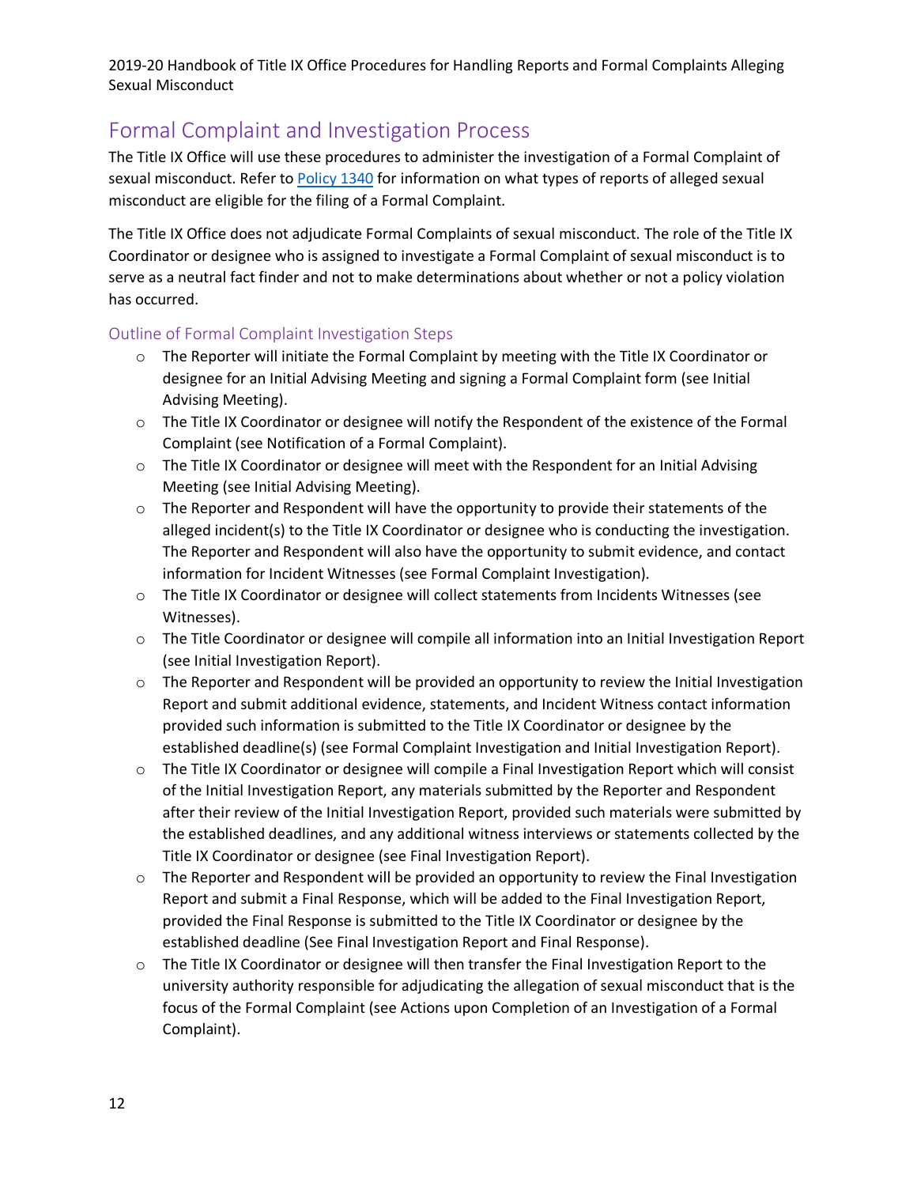## Formal Complaint and Investigation Process

The Title IX Office will use these procedures to administer the investigation of a Formal Complaint of sexual misconduct. Refer to [Policy 1340] for information on what types of reports of alleged sexual misconduct are eligible for the filing of a Formal Complaint.

The Title IX Office does not adjudicate Formal Complaints of sexual misconduct. The role of the Title IX Coordinator or designee who is assigned to investigate a Formal Complaint of sexual misconduct is to serve as a neutral fact finder and not to make determinations about whether or not a policy violation has occurred.

### Outline of Formal Complaint Investigation Steps

- The Reporter will initiate the Formal Complaint by meeting with the Title IX Coordinator or designee for an Initial Advising Meeting and signing a Formal Complaint form (see Initial Advising Meeting).
- The Title IX Coordinator or designee will notify the Respondent of the existence of the Formal Complaint (see Notification of a Formal Complaint).
- The Title IX Coordinator or designee will meet with the Respondent for an Initial Advising Meeting (see Initial Advising Meeting).
- The Reporter and Respondent will have the opportunity to provide their statements of the alleged incident(s) to the Title IX Coordinator or designee who is conducting the investigation. The Reporter and Respondent will also have the opportunity to submit evidence, and contact information for Incident Witnesses (see Formal Complaint Investigation).
- The Title IX Coordinator or designee will collect statements from Incidents Witnesses (see Witnesses).
- The Title Coordinator or designee will compile all information into an Initial Investigation Report (see Initial Investigation Report).
- The Reporter and Respondent will be provided an opportunity to review the Initial Investigation Report and submit additional evidence, statements, and Incident Witness contact information provided such information is submitted to the Title IX Coordinator or designee by the established deadline(s) (see Formal Complaint Investigation and Initial Investigation Report).
- The Title IX Coordinator or designee will compile a Final Investigation Report which will consist of the Initial Investigation Report, any materials submitted by the Reporter and Respondent after their review of the Initial Investigation Report, provided such materials were submitted by the established deadlines, and any additional witness interviews or statements collected by the Title IX Coordinator or designee (see Final Investigation Report).
- The Reporter and Respondent will be provided an opportunity to review the Final Investigation Report and submit a Final Response, which will be added to the Final Investigation Report, provided the Final Response is submitted to the Title IX Coordinator or designee by the established deadline (See Final Investigation Report and Final Response).
- The Title IX Coordinator or designee will then transfer the Final Investigation Report to the university authority responsible for adjudicating the allegation of sexual misconduct that is the focus of the Formal Complaint (see Actions upon Completion of an Investigation of a Formal Complaint).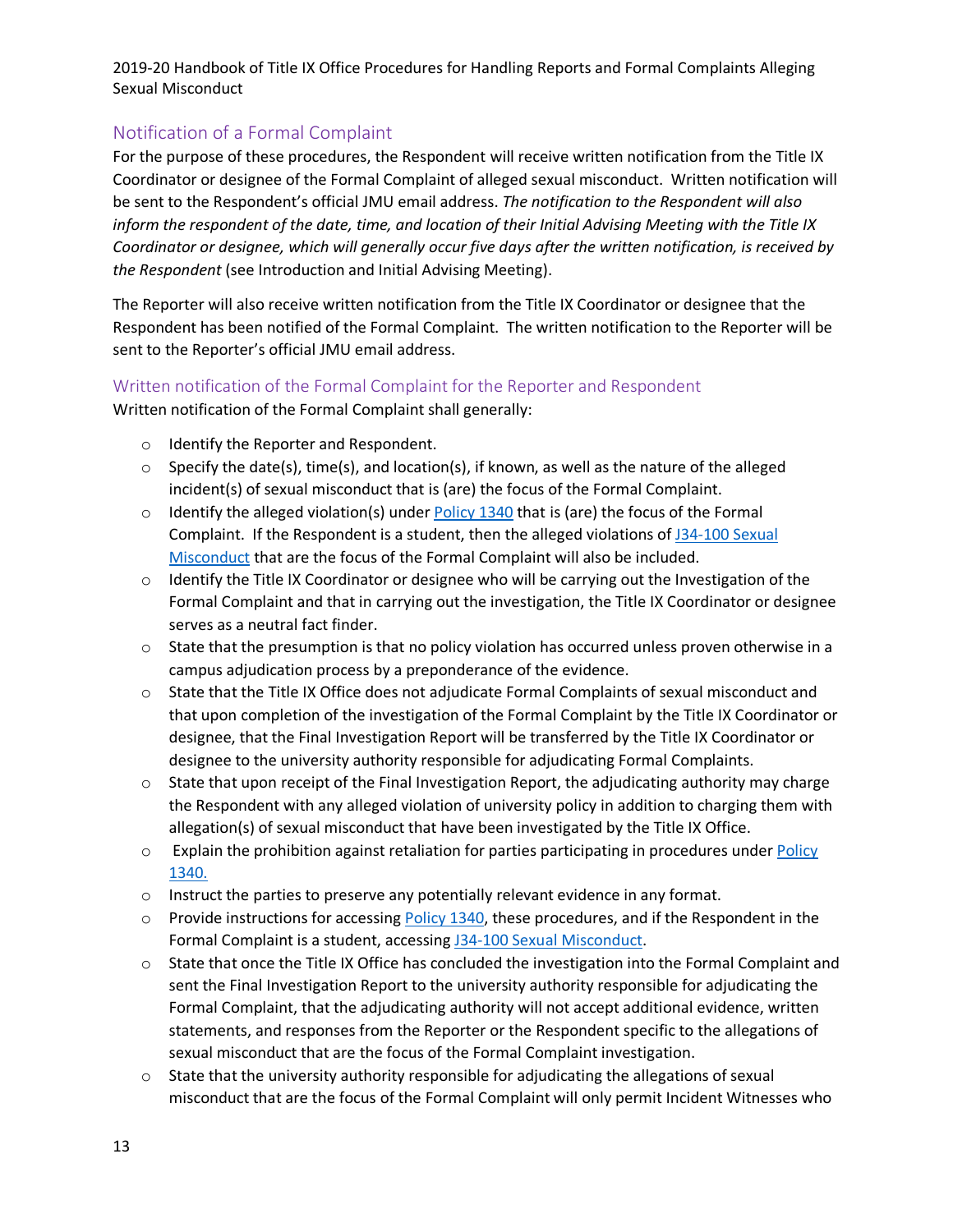## Notification of a Formal Complaint

For the purpose of these procedures, the Respondent will receive written notification from the Title IX Coordinator or designee of the Formal Complaint of alleged sexual misconduct. Written notification will be sent to the Respondent's official JMU email address. *The notification to the Respondent will also inform the respondent of the date, time, and location of their Initial Advising Meeting with the Title IX Coordinator or designee, which will generally occur five days after the written notification, is received by the Respondent* (see Introduction and Initial Advising Meeting).

The Reporter will also receive written notification from the Title IX Coordinator or designee that the Respondent has been notified of the Formal Complaint. The written notification to the Reporter will be sent to the Reporter's official JMU email address.

### Written notification of the Formal Complaint for the Reporter and Respondent

Written notification of the Formal Complaint shall generally:

- Identify the Reporter and Respondent.
- Specify the date(s), time(s), and location(s), if known, as well as the nature of the alleged incident(s) of sexual misconduct that is (are) the focus of the Formal Complaint.
- Identify the alleged violation(s) under Policy 1340 that is (are) the focus of the Formal Complaint. If the Respondent is a student, then the alleged violations of J34-100 Sexual Misconduct that are the focus of the Formal Complaint will also be included.
- Identify the Title IX Coordinator or designee who will be carrying out the Investigation of the Formal Complaint and that in carrying out the investigation, the Title IX Coordinator or designee serves as a neutral fact finder.
- State that the presumption is that no policy violation has occurred unless proven otherwise in a campus adjudication process by a preponderance of the evidence.
- State that the Title IX Office does not adjudicate Formal Complaints of sexual misconduct and that upon completion of the investigation of the Formal Complaint by the Title IX Coordinator or designee, that the Final Investigation Report will be transferred by the Title IX Coordinator or designee to the university authority responsible for adjudicating Formal Complaints.
- State that upon receipt of the Final Investigation Report, the adjudicating authority may charge the Respondent with any alleged violation of university policy in addition to charging them with allegation(s) of sexual misconduct that have been investigated by the Title IX Office.
- Explain the prohibition against retaliation for parties participating in procedures under Policy 1340.
- Instruct the parties to preserve any potentially relevant evidence in any format.
- Provide instructions for accessing Policy 1340, these procedures, and if the Respondent in the Formal Complaint is a student, accessing J34-100 Sexual Misconduct.
- State that once the Title IX Office has concluded the investigation into the Formal Complaint and sent the Final Investigation Report to the university authority responsible for adjudicating the Formal Complaint, that the adjudicating authority will not accept additional evidence, written statements, and responses from the Reporter or the Respondent specific to the allegations of sexual misconduct that are the focus of the Formal Complaint investigation.
- State that the university authority responsible for adjudicating the allegations of sexual misconduct that are the focus of the Formal Complaint will only permit Incident Witnesses who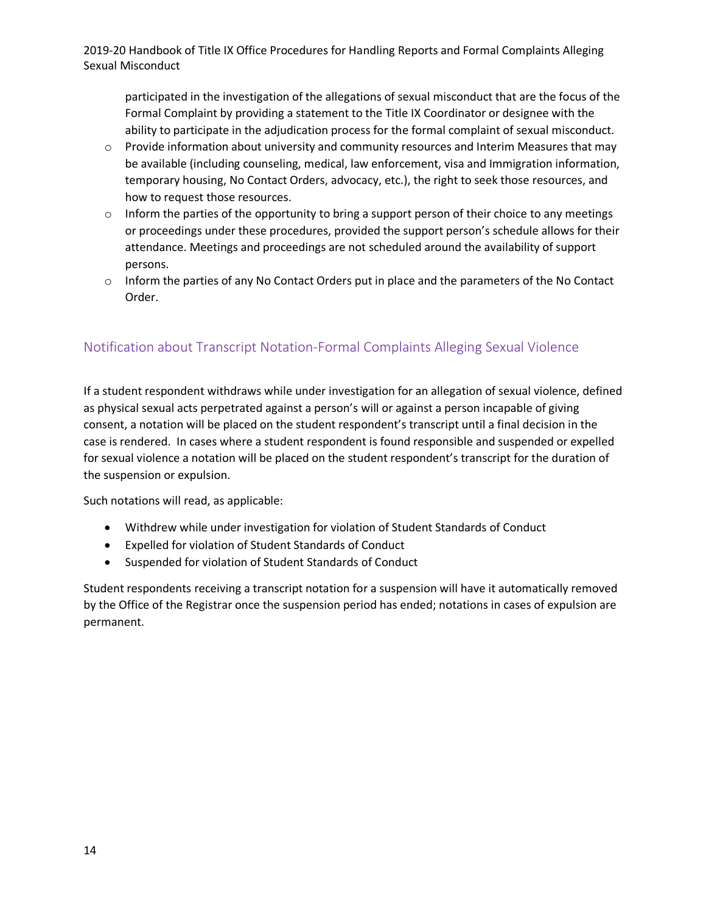participated in the investigation of the allegations of sexual misconduct that are the focus of the Formal Complaint by providing a statement to the Title IX Coordinator or designee with the ability to participate in the adjudication process for the formal complaint of sexual misconduct.

- Provide information about university and community resources and Interim Measures that may be available (including counseling, medical, law enforcement, visa and Immigration information, temporary housing, No Contact Orders, advocacy, etc.), the right to seek those resources, and how to request those resources.
- Inform the parties of the opportunity to bring a support person of their choice to any meetings or proceedings under these procedures, provided the support person's schedule allows for their attendance. Meetings and proceedings are not scheduled around the availability of support persons.
- Inform the parties of any No Contact Orders put in place and the parameters of the No Contact Order.

## Notification about Transcript Notation-Formal Complaints Alleging Sexual Violence

If a student respondent withdraws while under investigation for an allegation of sexual violence, defined as physical sexual acts perpetrated against a person's will or against a person incapable of giving consent, a notation will be placed on the student respondent's transcript until a final decision in the case is rendered. In cases where a student respondent is found responsible and suspended or expelled for sexual violence a notation will be placed on the student respondent's transcript for the duration of the suspension or expulsion.

Such notations will read, as applicable:

- Withdrew while under investigation for violation of Student Standards of Conduct
- Expelled for violation of Student Standards of Conduct
- Suspended for violation of Student Standards of Conduct

Student respondents receiving a transcript notation for a suspension will have it automatically removed by the Office of the Registrar once the suspension period has ended; notations in cases of expulsion are permanent.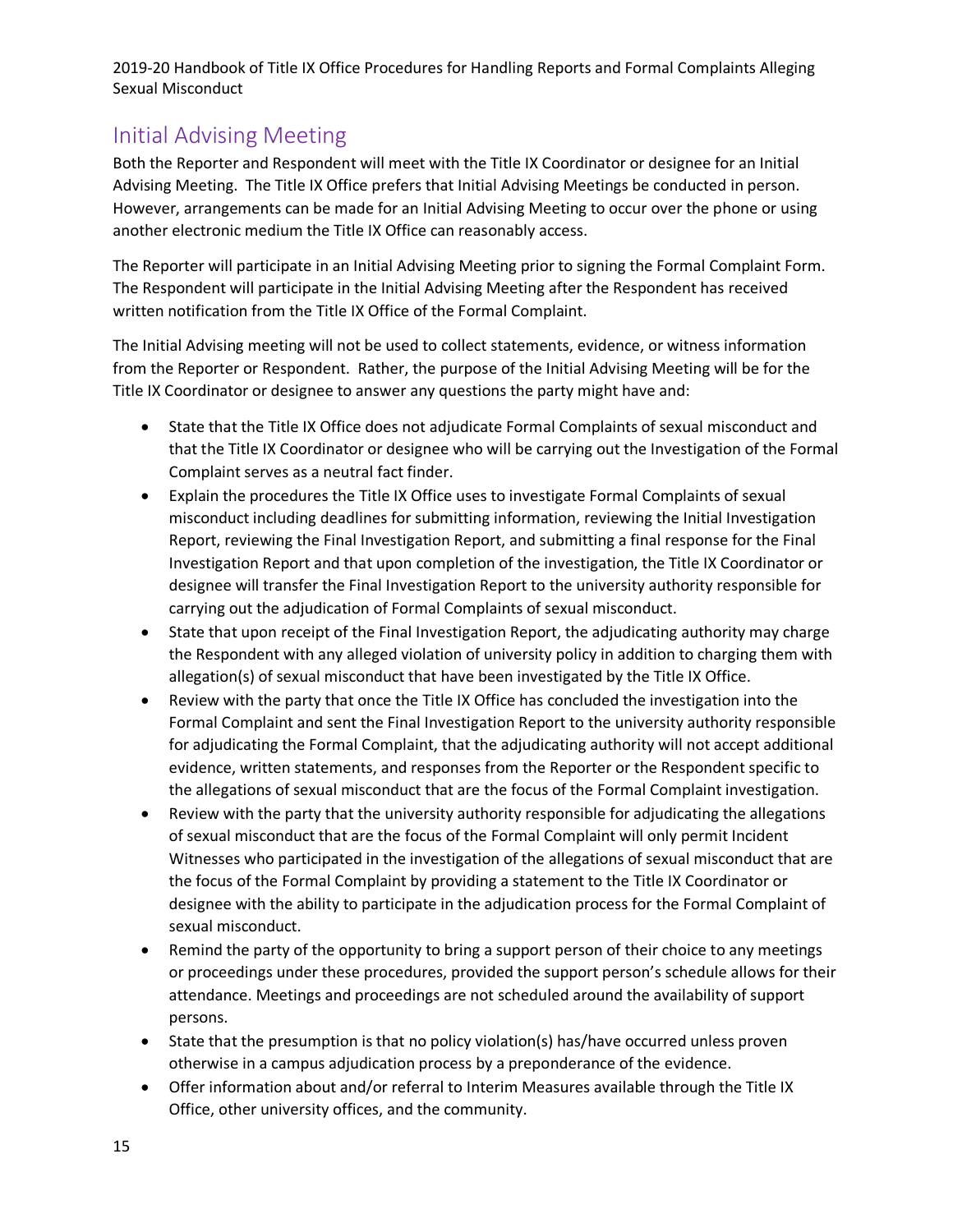## Initial Advising Meeting

Both the Reporter and Respondent will meet with the Title IX Coordinator or designee for an Initial Advising Meeting. The Title IX Office prefers that Initial Advising Meetings be conducted in person. However, arrangements can be made for an Initial Advising Meeting to occur over the phone or using another electronic medium the Title IX Office can reasonably access.

The Reporter will participate in an Initial Advising Meeting prior to signing the Formal Complaint Form. The Respondent will participate in the Initial Advising Meeting after the Respondent has received written notification from the Title IX Office of the Formal Complaint.

The Initial Advising meeting will not be used to collect statements, evidence, or witness information from the Reporter or Respondent. Rather, the purpose of the Initial Advising Meeting will be for the Title IX Coordinator or designee to answer any questions the party might have and:

- State that the Title IX Office does not adjudicate Formal Complaints of sexual misconduct and that the Title IX Coordinator or designee who will be carrying out the Investigation of the Formal Complaint serves as a neutral fact finder.
- Explain the procedures the Title IX Office uses to investigate Formal Complaints of sexual misconduct including deadlines for submitting information, reviewing the Initial Investigation Report, reviewing the Final Investigation Report, and submitting a final response for the Final Investigation Report and that upon completion of the investigation, the Title IX Coordinator or designee will transfer the Final Investigation Report to the university authority responsible for carrying out the adjudication of Formal Complaints of sexual misconduct.
- State that upon receipt of the Final Investigation Report, the adjudicating authority may charge the Respondent with any alleged violation of university policy in addition to charging them with allegation(s) of sexual misconduct that have been investigated by the Title IX Office.
- Review with the party that once the Title IX Office has concluded the investigation into the Formal Complaint and sent the Final Investigation Report to the university authority responsible for adjudicating the Formal Complaint, that the adjudicating authority will not accept additional evidence, written statements, and responses from the Reporter or the Respondent specific to the allegations of sexual misconduct that are the focus of the Formal Complaint investigation.
- Review with the party that the university authority responsible for adjudicating the allegations of sexual misconduct that are the focus of the Formal Complaint will only permit Incident Witnesses who participated in the investigation of the allegations of sexual misconduct that are the focus of the Formal Complaint by providing a statement to the Title IX Coordinator or designee with the ability to participate in the adjudication process for the Formal Complaint of sexual misconduct.
- Remind the party of the opportunity to bring a support person of their choice to any meetings or proceedings under these procedures, provided the support person's schedule allows for their attendance. Meetings and proceedings are not scheduled around the availability of support persons.
- State that the presumption is that no policy violation(s) has/have occurred unless proven otherwise in a campus adjudication process by a preponderance of the evidence.
- Offer information about and/or referral to Interim Measures available through the Title IX Office, other university offices, and the community.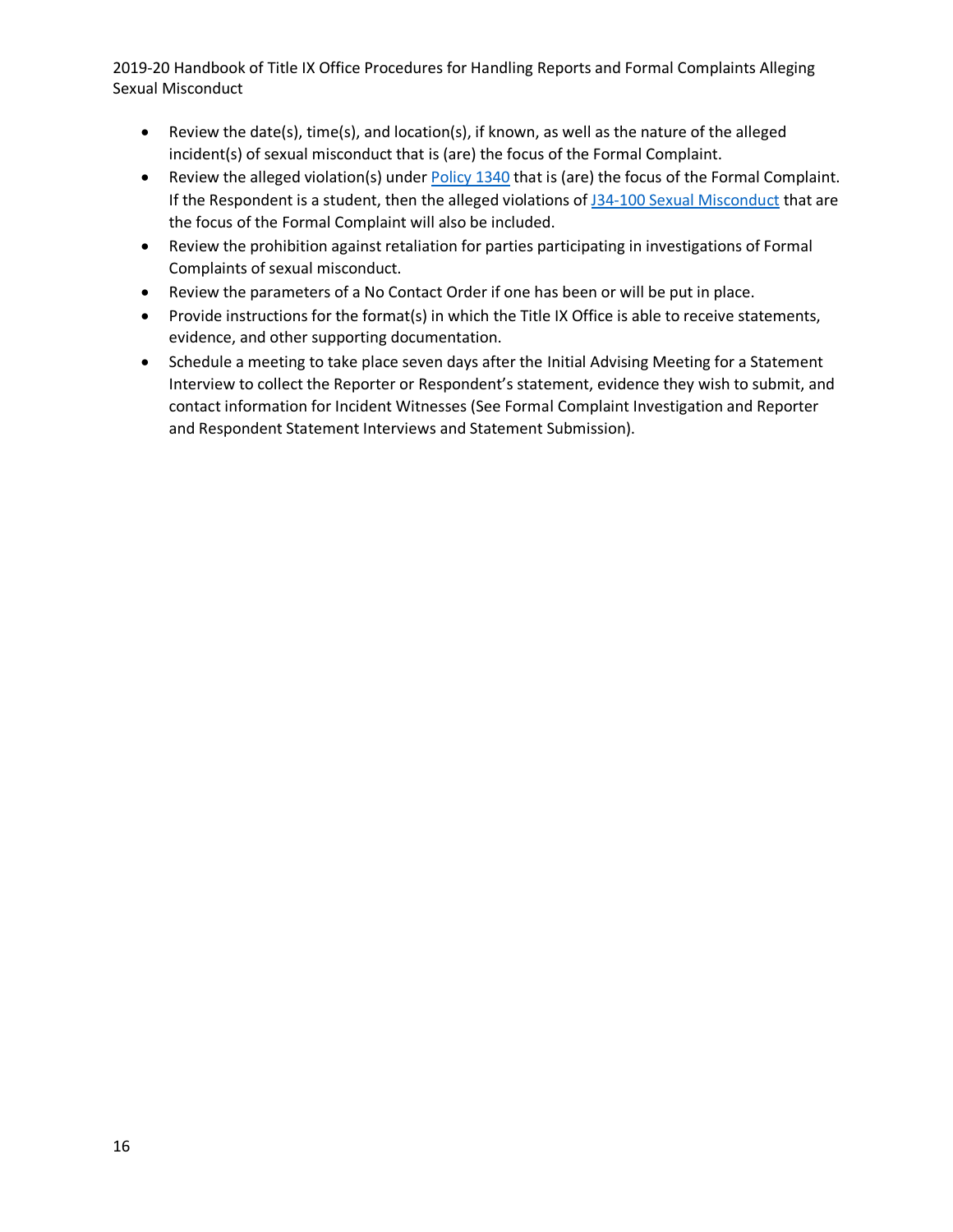- Review the date(s), time(s), and location(s), if known, as well as the nature of the alleged incident(s) of sexual misconduct that is (are) the focus of the Formal Complaint.
- Review the alleged violation(s) under Policy 1340 that is (are) the focus of the Formal Complaint. If the Respondent is a student, then the alleged violations of J34-100 Sexual Misconduct that are the focus of the Formal Complaint will also be included.
- Review the prohibition against retaliation for parties participating in investigations of Formal Complaints of sexual misconduct.
- Review the parameters of a No Contact Order if one has been or will be put in place.
- Provide instructions for the format(s) in which the Title IX Office is able to receive statements, evidence, and other supporting documentation.
- Schedule a meeting to take place seven days after the Initial Advising Meeting for a Statement Interview to collect the Reporter or Respondent's statement, evidence they wish to submit, and contact information for Incident Witnesses (See Formal Complaint Investigation and Reporter and Respondent Statement Interviews and Statement Submission).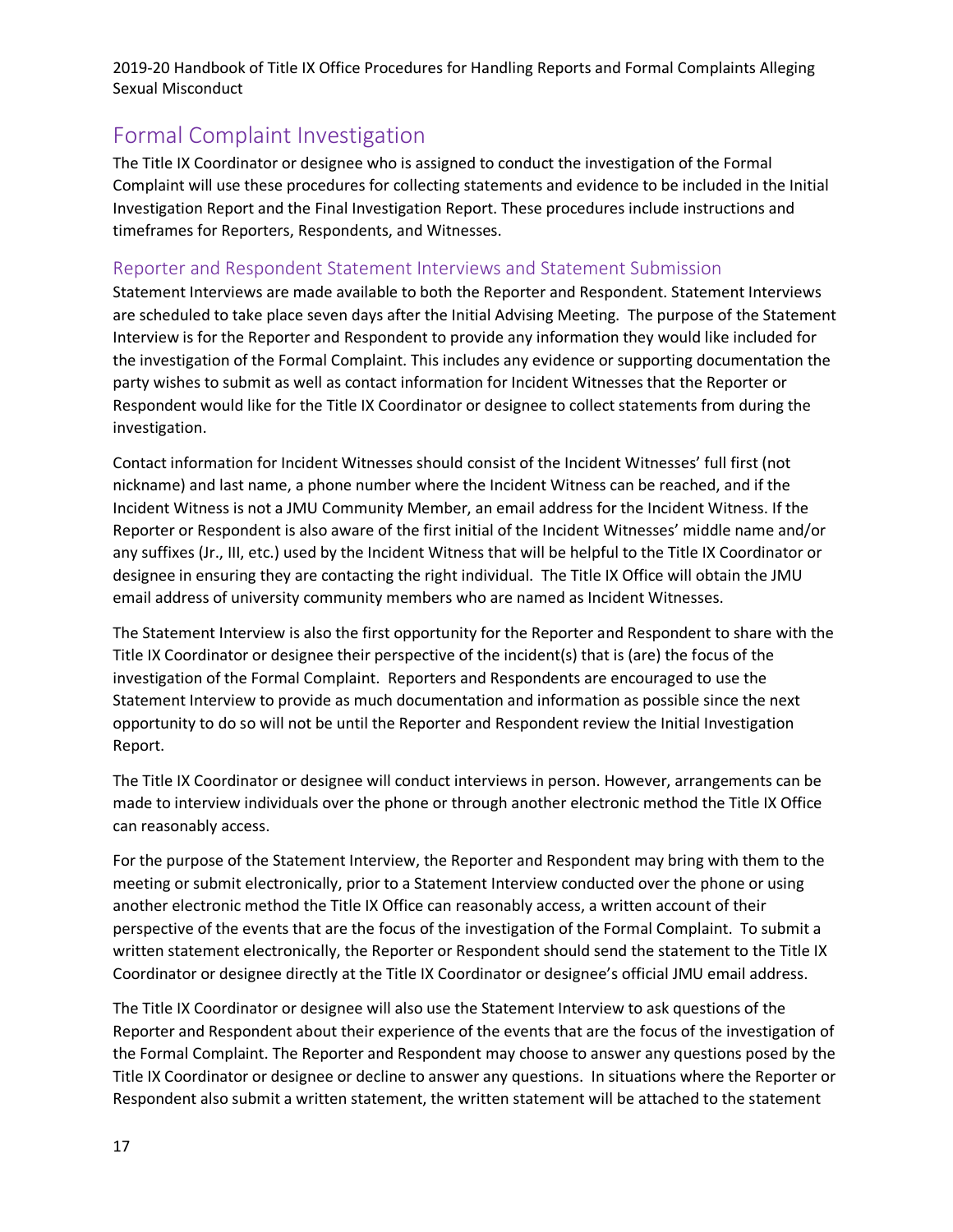## Formal Complaint Investigation

The Title IX Coordinator or designee who is assigned to conduct the investigation of the Formal Complaint will use these procedures for collecting statements and evidence to be included in the Initial Investigation Report and the Final Investigation Report. These procedures include instructions and timeframes for Reporters, Respondents, and Witnesses.

### Reporter and Respondent Statement Interviews and Statement Submission

Statement Interviews are made available to both the Reporter and Respondent. Statement Interviews are scheduled to take place seven days after the Initial Advising Meeting. The purpose of the Statement Interview is for the Reporter and Respondent to provide any information they would like included for the investigation of the Formal Complaint. This includes any evidence or supporting documentation the party wishes to submit as well as contact information for Incident Witnesses that the Reporter or Respondent would like for the Title IX Coordinator or designee to collect statements from during the investigation.

Contact information for Incident Witnesses should consist of the Incident Witnesses' full first (not nickname) and last name, a phone number where the Incident Witness can be reached, and if the Incident Witness is not a JMU Community Member, an email address for the Incident Witness. If the Reporter or Respondent is also aware of the first initial of the Incident Witnesses' middle name and/or any suffixes (Jr., III, etc.) used by the Incident Witness that will be helpful to the Title IX Coordinator or designee in ensuring they are contacting the right individual. The Title IX Office will obtain the JMU email address of university community members who are named as Incident Witnesses.

The Statement Interview is also the first opportunity for the Reporter and Respondent to share with the Title IX Coordinator or designee their perspective of the incident(s) that is (are) the focus of the investigation of the Formal Complaint. Reporters and Respondents are encouraged to use the Statement Interview to provide as much documentation and information as possible since the next opportunity to do so will not be until the Reporter and Respondent review the Initial Investigation Report.

The Title IX Coordinator or designee will conduct interviews in person. However, arrangements can be made to interview individuals over the phone or through another electronic method the Title IX Office can reasonably access.

For the purpose of the Statement Interview, the Reporter and Respondent may bring with them to the meeting or submit electronically, prior to a Statement Interview conducted over the phone or using another electronic method the Title IX Office can reasonably access, a written account of their perspective of the events that are the focus of the investigation of the Formal Complaint. To submit a written statement electronically, the Reporter or Respondent should send the statement to the Title IX Coordinator or designee directly at the Title IX Coordinator or designee's official JMU email address.

The Title IX Coordinator or designee will also use the Statement Interview to ask questions of the Reporter and Respondent about their experience of the events that are the focus of the investigation of the Formal Complaint. The Reporter and Respondent may choose to answer any questions posed by the Title IX Coordinator or designee or decline to answer any questions. In situations where the Reporter or Respondent also submit a written statement, the written statement will be attached to the statement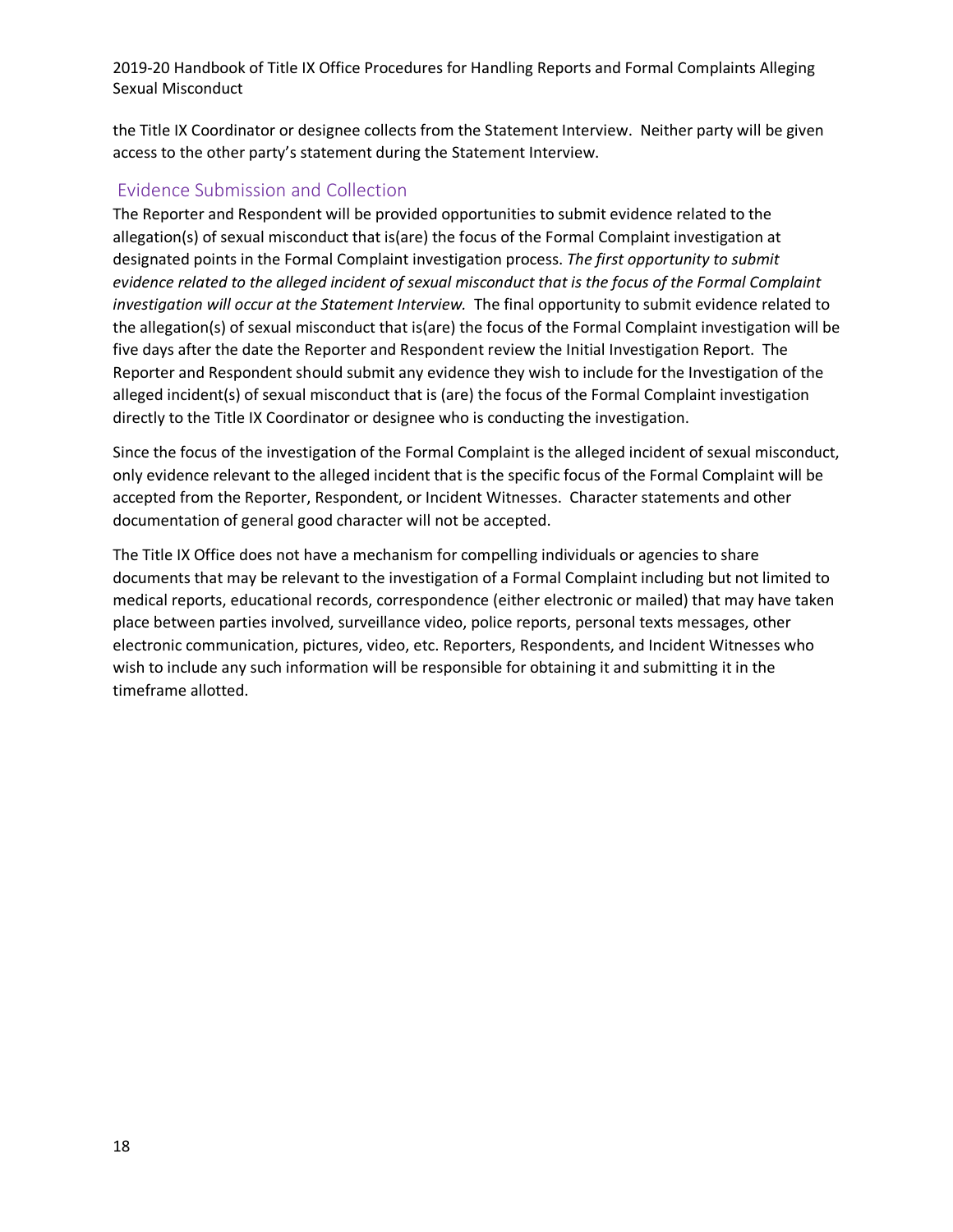the Title IX Coordinator or designee collects from the Statement Interview. Neither party will be given access to the other party's statement during the Statement Interview.

## Evidence Submission and Collection

The Reporter and Respondent will be provided opportunities to submit evidence related to the allegation(s) of sexual misconduct that is(are) the focus of the Formal Complaint investigation at designated points in the Formal Complaint investigation process. *The first opportunity to submit evidence related to the alleged incident of sexual misconduct that is the focus of the Formal Complaint investigation will occur at the Statement Interview.* The final opportunity to submit evidence related to the allegation(s) of sexual misconduct that is(are) the focus of the Formal Complaint investigation will be five days after the date the Reporter and Respondent review the Initial Investigation Report. The Reporter and Respondent should submit any evidence they wish to include for the Investigation of the alleged incident(s) of sexual misconduct that is (are) the focus of the Formal Complaint investigation directly to the Title IX Coordinator or designee who is conducting the investigation.

Since the focus of the investigation of the Formal Complaint is the alleged incident of sexual misconduct, only evidence relevant to the alleged incident that is the specific focus of the Formal Complaint will be accepted from the Reporter, Respondent, or Incident Witnesses. Character statements and other documentation of general good character will not be accepted.

The Title IX Office does not have a mechanism for compelling individuals or agencies to share documents that may be relevant to the investigation of a Formal Complaint including but not limited to medical reports, educational records, correspondence (either electronic or mailed) that may have taken place between parties involved, surveillance video, police reports, personal texts messages, other electronic communication, pictures, video, etc. Reporters, Respondents, and Incident Witnesses who wish to include any such information will be responsible for obtaining it and submitting it in the timeframe allotted.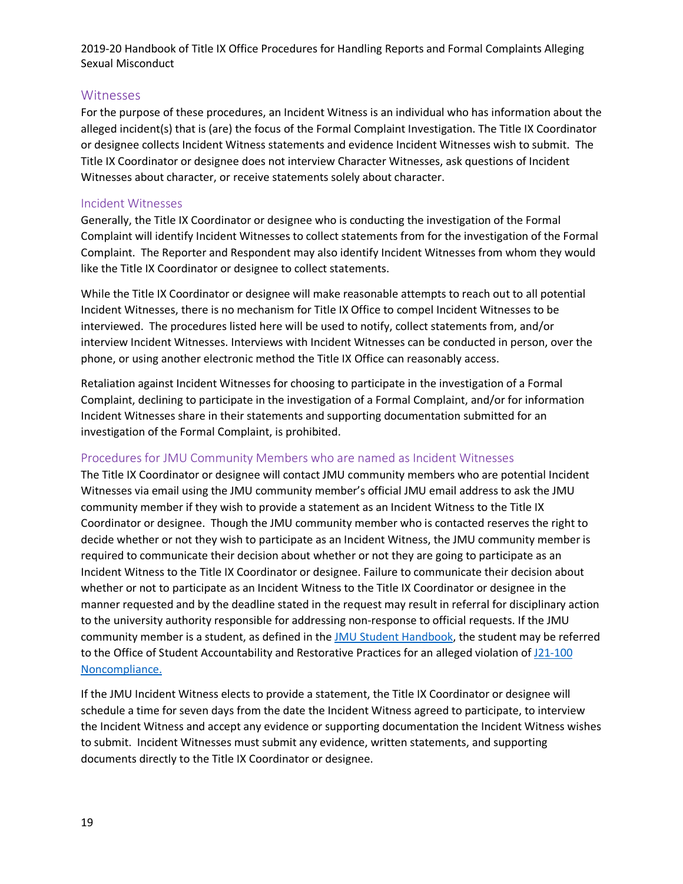## Witnesses

For the purpose of these procedures, an Incident Witness is an individual who has information about the alleged incident(s) that is (are) the focus of the Formal Complaint Investigation. The Title IX Coordinator or designee collects Incident Witness statements and evidence Incident Witnesses wish to submit. The Title IX Coordinator or designee does not interview Character Witnesses, ask questions of Incident Witnesses about character, or receive statements solely about character.

### Incident Witnesses

Generally, the Title IX Coordinator or designee who is conducting the investigation of the Formal Complaint will identify Incident Witnesses to collect statements from for the investigation of the Formal Complaint. The Reporter and Respondent may also identify Incident Witnesses from whom they would like the Title IX Coordinator or designee to collect statements.

While the Title IX Coordinator or designee will make reasonable attempts to reach out to all potential Incident Witnesses, there is no mechanism for Title IX Office to compel Incident Witnesses to be interviewed. The procedures listed here will be used to notify, collect statements from, and/or interview Incident Witnesses. Interviews with Incident Witnesses can be conducted in person, over the phone, or using another electronic method the Title IX Office can reasonably access.

Retaliation against Incident Witnesses for choosing to participate in the investigation of a Formal Complaint, declining to participate in the investigation of a Formal Complaint, and/or for information Incident Witnesses share in their statements and supporting documentation submitted for an investigation of the Formal Complaint, is prohibited.

### Procedures for JMU Community Members who are named as Incident Witnesses

The Title IX Coordinator or designee will contact JMU community members who are potential Incident Witnesses via email using the JMU community member's official JMU email address to ask the JMU community member if they wish to provide a statement as an Incident Witness to the Title IX Coordinator or designee. Though the JMU community member who is contacted reserves the right to decide whether or not they wish to participate as an Incident Witness, the JMU community member is required to communicate their decision about whether or not they are going to participate as an Incident Witness to the Title IX Coordinator or designee. Failure to communicate their decision about whether or not to participate as an Incident Witness to the Title IX Coordinator or designee in the manner requested and by the deadline stated in the request may result in referral for disciplinary action to the university authority responsible for addressing non-response to official requests. If the JMU community member is a student, as defined in the [JMU Student Handbook](), the student may be referred to the Office of Student Accountability and Restorative Practices for an alleged violation of [J21-100 Noncompliance.]()

If the JMU Incident Witness elects to provide a statement, the Title IX Coordinator or designee will schedule a time for seven days from the date the Incident Witness agreed to participate, to interview the Incident Witness and accept any evidence or supporting documentation the Incident Witness wishes to submit. Incident Witnesses must submit any evidence, written statements, and supporting documents directly to the Title IX Coordinator or designee.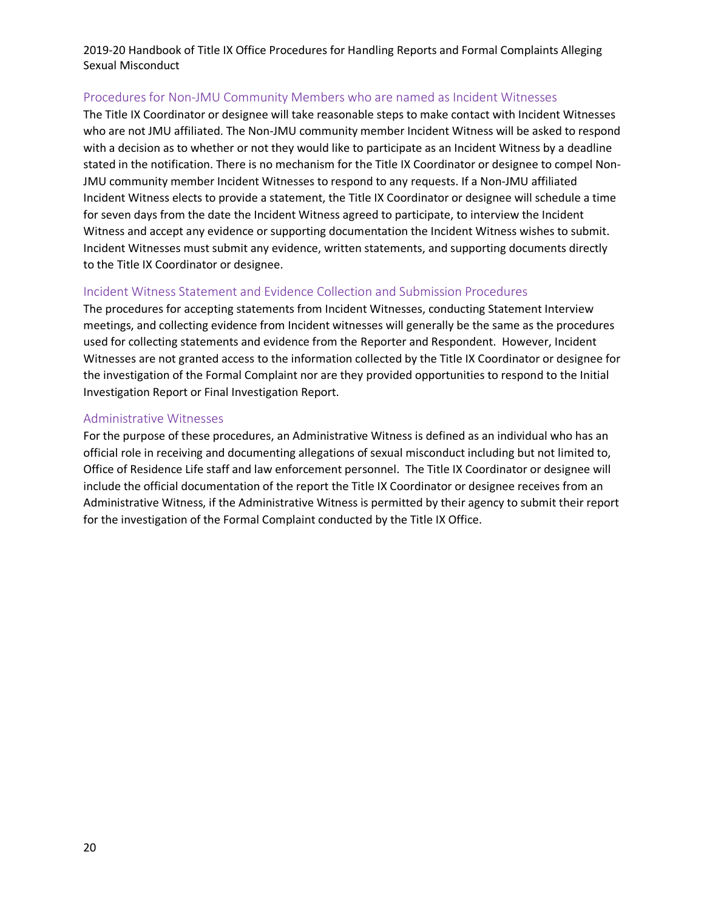### Procedures for Non-JMU Community Members who are named as Incident Witnesses

The Title IX Coordinator or designee will take reasonable steps to make contact with Incident Witnesses who are not JMU affiliated. The Non-JMU community member Incident Witness will be asked to respond with a decision as to whether or not they would like to participate as an Incident Witness by a deadline stated in the notification. There is no mechanism for the Title IX Coordinator or designee to compel Non-JMU community member Incident Witnesses to respond to any requests. If a Non-JMU affiliated Incident Witness elects to provide a statement, the Title IX Coordinator or designee will schedule a time for seven days from the date the Incident Witness agreed to participate, to interview the Incident Witness and accept any evidence or supporting documentation the Incident Witness wishes to submit. Incident Witnesses must submit any evidence, written statements, and supporting documents directly to the Title IX Coordinator or designee.

### Incident Witness Statement and Evidence Collection and Submission Procedures

The procedures for accepting statements from Incident Witnesses, conducting Statement Interview meetings, and collecting evidence from Incident witnesses will generally be the same as the procedures used for collecting statements and evidence from the Reporter and Respondent. However, Incident Witnesses are not granted access to the information collected by the Title IX Coordinator or designee for the investigation of the Formal Complaint nor are they provided opportunities to respond to the Initial Investigation Report or Final Investigation Report.

### Administrative Witnesses

For the purpose of these procedures, an Administrative Witness is defined as an individual who has an official role in receiving and documenting allegations of sexual misconduct including but not limited to, Office of Residence Life staff and law enforcement personnel. The Title IX Coordinator or designee will include the official documentation of the report the Title IX Coordinator or designee receives from an Administrative Witness, if the Administrative Witness is permitted by their agency to submit their report for the investigation of the Formal Complaint conducted by the Title IX Office.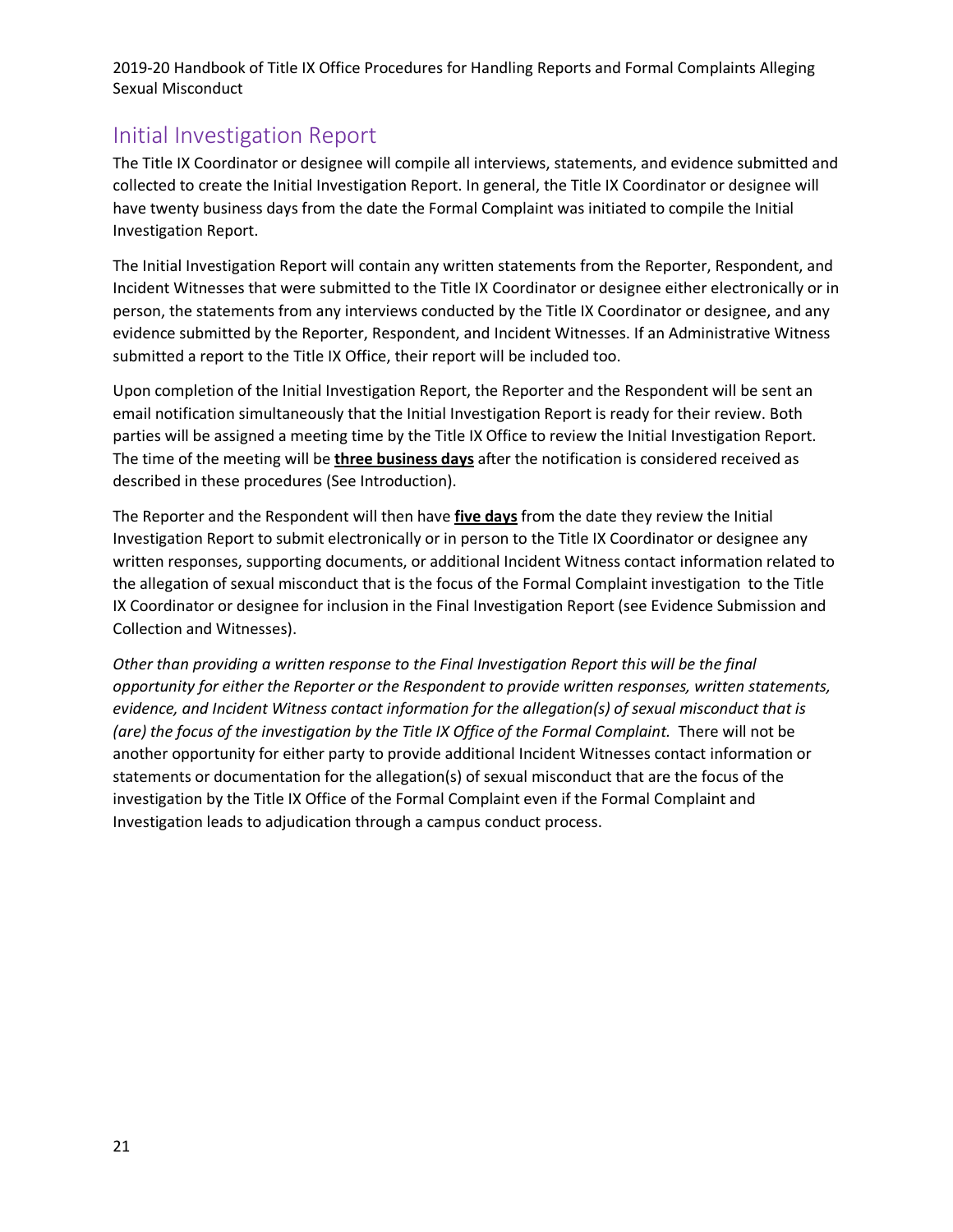## Initial Investigation Report

The Title IX Coordinator or designee will compile all interviews, statements, and evidence submitted and collected to create the Initial Investigation Report. In general, the Title IX Coordinator or designee will have twenty business days from the date the Formal Complaint was initiated to compile the Initial Investigation Report.

The Initial Investigation Report will contain any written statements from the Reporter, Respondent, and Incident Witnesses that were submitted to the Title IX Coordinator or designee either electronically or in person, the statements from any interviews conducted by the Title IX Coordinator or designee, and any evidence submitted by the Reporter, Respondent, and Incident Witnesses. If an Administrative Witness submitted a report to the Title IX Office, their report will be included too.

Upon completion of the Initial Investigation Report, the Reporter and the Respondent will be sent an email notification simultaneously that the Initial Investigation Report is ready for their review. Both parties will be assigned a meeting time by the Title IX Office to review the Initial Investigation Report. The time of the meeting will be **three business days** after the notification is considered received as described in these procedures (See Introduction).

The Reporter and the Respondent will then have **five days** from the date they review the Initial Investigation Report to submit electronically or in person to the Title IX Coordinator or designee any written responses, supporting documents, or additional Incident Witness contact information related to the allegation of sexual misconduct that is the focus of the Formal Complaint investigation to the Title IX Coordinator or designee for inclusion in the Final Investigation Report (see Evidence Submission and Collection and Witnesses).

*Other than providing a written response to the Final Investigation Report this will be the final opportunity for either the Reporter or the Respondent to provide written responses, written statements, evidence, and Incident Witness contact information for the allegation(s) of sexual misconduct that is (are) the focus of the investigation by the Title IX Office of the Formal Complaint.* There will not be another opportunity for either party to provide additional Incident Witnesses contact information or statements or documentation for the allegation(s) of sexual misconduct that are the focus of the investigation by the Title IX Office of the Formal Complaint even if the Formal Complaint and Investigation leads to adjudication through a campus conduct process.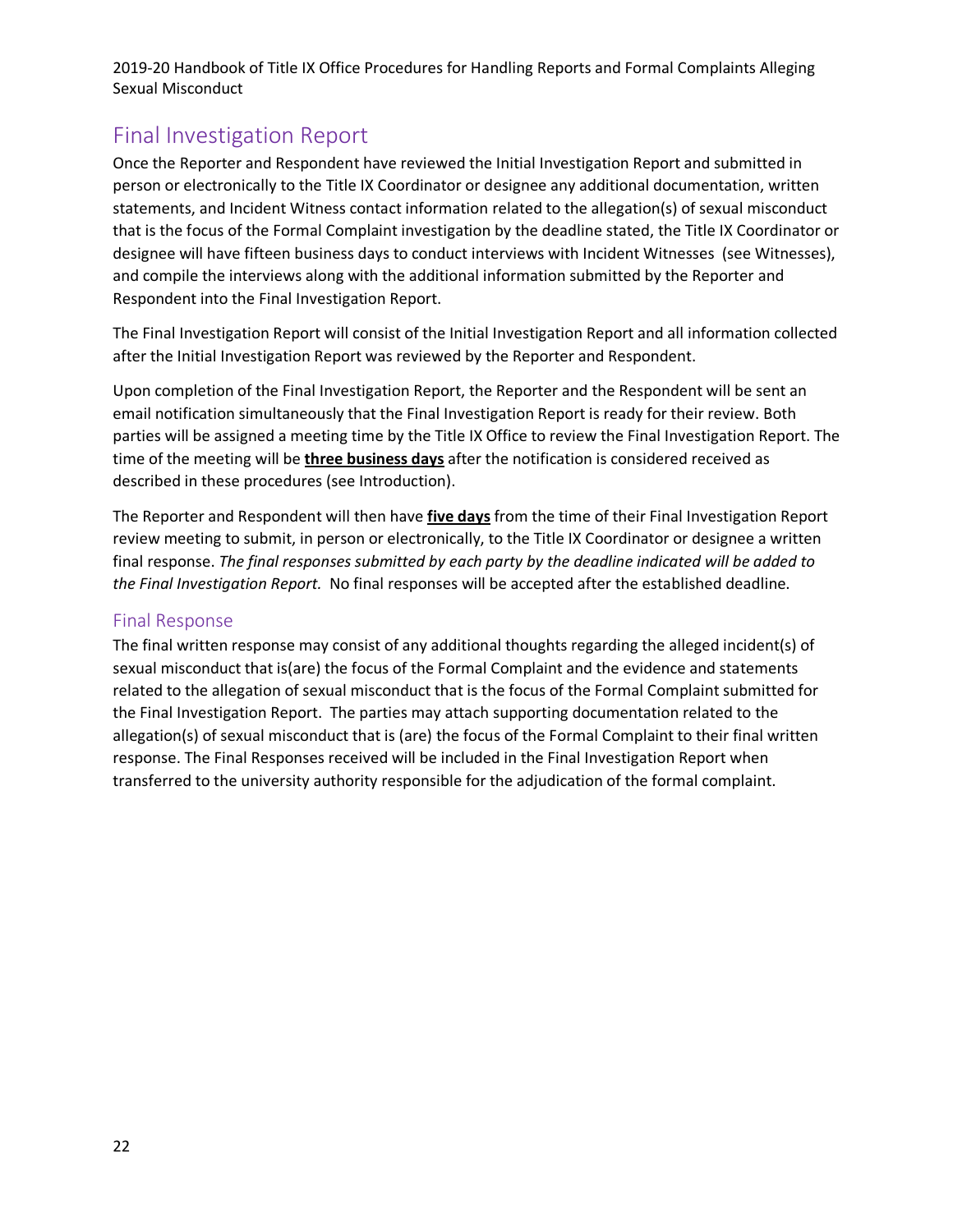## Final Investigation Report

Once the Reporter and Respondent have reviewed the Initial Investigation Report and submitted in person or electronically to the Title IX Coordinator or designee any additional documentation, written statements, and Incident Witness contact information related to the allegation(s) of sexual misconduct that is the focus of the Formal Complaint investigation by the deadline stated, the Title IX Coordinator or designee will have fifteen business days to conduct interviews with Incident Witnesses (see Witnesses), and compile the interviews along with the additional information submitted by the Reporter and Respondent into the Final Investigation Report.

The Final Investigation Report will consist of the Initial Investigation Report and all information collected after the Initial Investigation Report was reviewed by the Reporter and Respondent.

Upon completion of the Final Investigation Report, the Reporter and the Respondent will be sent an email notification simultaneously that the Final Investigation Report is ready for their review. Both parties will be assigned a meeting time by the Title IX Office to review the Final Investigation Report. The time of the meeting will be **three business days** after the notification is considered received as described in these procedures (see Introduction).

The Reporter and Respondent will then have **five days** from the time of their Final Investigation Report review meeting to submit, in person or electronically, to the Title IX Coordinator or designee a written final response. *The final responses submitted by each party by the deadline indicated will be added to the Final Investigation Report.* No final responses will be accepted after the established deadline.

### Final Response

The final written response may consist of any additional thoughts regarding the alleged incident(s) of sexual misconduct that is(are) the focus of the Formal Complaint and the evidence and statements related to the allegation of sexual misconduct that is the focus of the Formal Complaint submitted for the Final Investigation Report. The parties may attach supporting documentation related to the allegation(s) of sexual misconduct that is (are) the focus of the Formal Complaint to their final written response. The Final Responses received will be included in the Final Investigation Report when transferred to the university authority responsible for the adjudication of the formal complaint.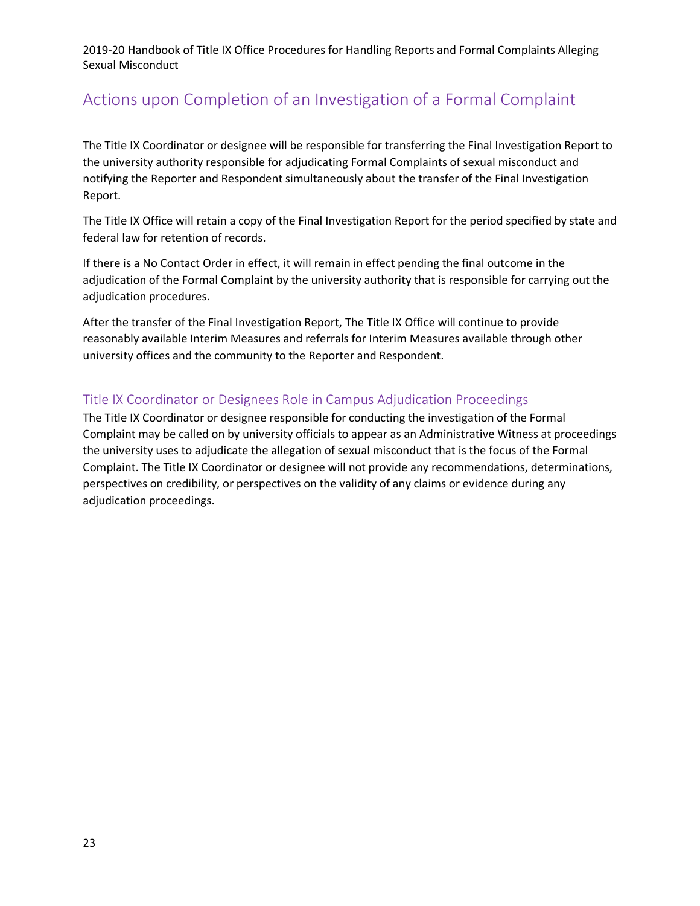## Actions upon Completion of an Investigation of a Formal Complaint

The Title IX Coordinator or designee will be responsible for transferring the Final Investigation Report to the university authority responsible for adjudicating Formal Complaints of sexual misconduct and notifying the Reporter and Respondent simultaneously about the transfer of the Final Investigation Report.

The Title IX Office will retain a copy of the Final Investigation Report for the period specified by state and federal law for retention of records.

If there is a No Contact Order in effect, it will remain in effect pending the final outcome in the adjudication of the Formal Complaint by the university authority that is responsible for carrying out the adjudication procedures.

After the transfer of the Final Investigation Report, The Title IX Office will continue to provide reasonably available Interim Measures and referrals for Interim Measures available through other university offices and the community to the Reporter and Respondent.

### Title IX Coordinator or Designees Role in Campus Adjudication Proceedings

The Title IX Coordinator or designee responsible for conducting the investigation of the Formal Complaint may be called on by university officials to appear as an Administrative Witness at proceedings the university uses to adjudicate the allegation of sexual misconduct that is the focus of the Formal Complaint. The Title IX Coordinator or designee will not provide any recommendations, determinations, perspectives on credibility, or perspectives on the validity of any claims or evidence during any adjudication proceedings.